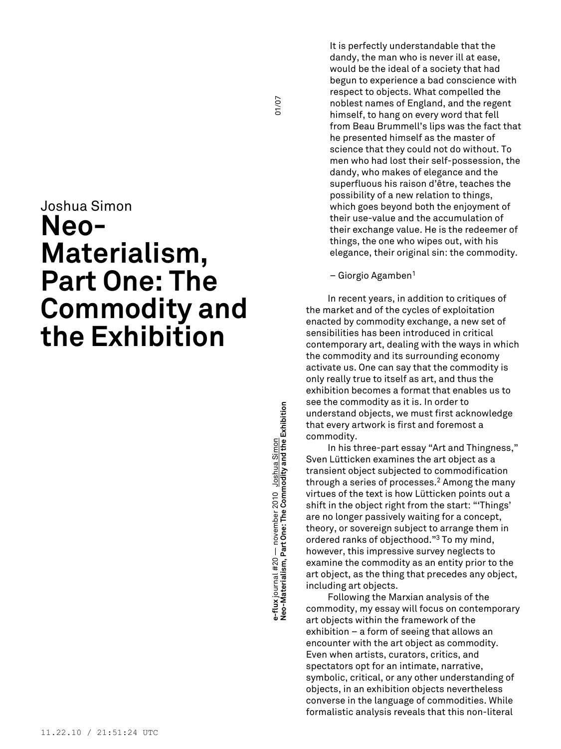Joshua Simon

# Neo-Materialism, Part One: The Commodity and the Exhibition

> It is perfectly understandable that the dandy, the man who is never ill at ease, would be the ideal of a society that had begun to experience a bad conscience with respect to objects. What compelled the noblest names of England, and the regent himself, to hang on every word that fell from Beau Brummell's lips was the fact that he presented himself as the master of science that they could not do without. To men who had lost their self-possession, the dandy, who makes of elegance and the superfluous his raison d'être, teaches the possibility of a new relation to things, which goes beyond both the enjoyment of their use-value and the accumulation of their exchange value. He is the redeemer of things, the one who wipes out, with his elegance, their original sin: the commodity.
>
> – Giorgio Agamben[1]

In recent years, in addition to critiques of the market and of the cycles of exploitation enacted by commodity exchange, a new set of sensibilities has been introduced in critical contemporary art, dealing with the ways in which the commodity and its surrounding economy activate us. One can say that the commodity is only really true to itself as art, and thus the exhibition becomes a format that enables us to see the commodity as it is. In order to understand objects, we must first acknowledge that every artwork is first and foremost a commodity.

In his three-part essay "Art and Thingness," Sven Lütticken examines the art object as a transient object subjected to commodification through a series of processes.[2] Among the many virtues of the text is how Lütticken points out a shift in the object right from the start: "'Things' are no longer passively waiting for a concept, theory, or sovereign subject to arrange them in ordered ranks of objecthood."[3] To my mind, however, this impressive survey neglects to examine the commodity as an entity prior to the art object, as the thing that precedes any object, including art objects.

Following the Marxian analysis of the commodity, my essay will focus on contemporary art objects within the framework of the exhibition – a form of seeing that allows an encounter with the art object as commodity. Even when artists, curators, critics, and spectators opt for an intimate, narrative, symbolic, critical, or any other understanding of objects, in an exhibition objects nevertheless converse in the language of commodities. While formalistic analysis reveals that this non-literal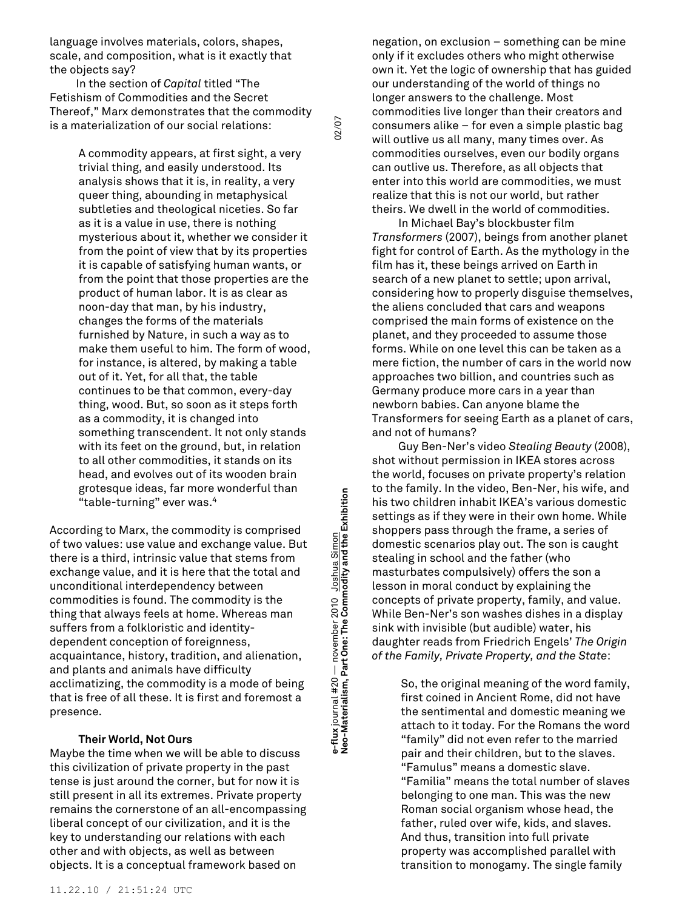language involves materials, colors, shapes, scale, and composition, what is it exactly that the objects say?

In the section of *Capital* titled "The Fetishism of Commodities and the Secret Thereof," Marx demonstrates that the commodity is a materialization of our social relations:

> A commodity appears, at first sight, a very trivial thing, and easily understood. Its analysis shows that it is, in reality, a very queer thing, abounding in metaphysical subtleties and theological niceties. So far as it is a value in use, there is nothing mysterious about it, whether we consider it from the point of view that by its properties it is capable of satisfying human wants, or from the point that those properties are the product of human labor. It is as clear as noon-day that man, by his industry, changes the forms of the materials furnished by Nature, in such a way as to make them useful to him. The form of wood, for instance, is altered, by making a table out of it. Yet, for all that, the table continues to be that common, every-day thing, wood. But, so soon as it steps forth as a commodity, it is changed into something transcendent. It not only stands with its feet on the ground, but, in relation to all other commodities, it stands on its head, and evolves out of its wooden brain grotesque ideas, far more wonderful than "table-turning" ever was.[4]

According to Marx, the commodity is comprised of two values: use value and exchange value. But there is a third, intrinsic value that stems from exchange value, and it is here that the total and unconditional interdependency between commodities is found. The commodity is the thing that always feels at home. Whereas man suffers from a folkloristic and identity-dependent conception of foreignness, acquaintance, history, tradition, and alienation, and plants and animals have difficulty acclimatizing, the commodity is a mode of being that is free of all these. It is first and foremost a presence.

### Their World, Not Ours

Maybe the time when we will be able to discuss this civilization of private property in the past tense is just around the corner, but for now it is still present in all its extremes. Private property remains the cornerstone of an all-encompassing liberal concept of our civilization, and it is the key to understanding our relations with each other and with objects, as well as between objects. It is a conceptual framework based on negation, on exclusion – something can be mine only if it excludes others who might otherwise own it. Yet the logic of ownership that has guided our understanding of the world of things no longer answers to the challenge. Most commodities live longer than their creators and consumers alike – for even a simple plastic bag will outlive us all many, many times over. As commodities ourselves, even our bodily organs can outlive us. Therefore, as all objects that enter into this world are commodities, we must realize that this is not our world, but rather theirs. We dwell in the world of commodities.

In Michael Bay's blockbuster film *Transformers* (2007), beings from another planet fight for control of Earth. As the mythology in the film has it, these beings arrived on Earth in search of a new planet to settle; upon arrival, considering how to properly disguise themselves, the aliens concluded that cars and weapons comprised the main forms of existence on the planet, and they proceeded to assume those forms. While on one level this can be taken as a mere fiction, the number of cars in the world now approaches two billion, and countries such as Germany produce more cars in a year than newborn babies. Can anyone blame the Transformers for seeing Earth as a planet of cars, and not of humans?

Guy Ben-Ner's video *Stealing Beauty* (2008), shot without permission in IKEA stores across the world, focuses on private property's relation to the family. In the video, Ben-Ner, his wife, and his two children inhabit IKEA's various domestic settings as if they were in their own home. While shoppers pass through the frame, a series of domestic scenarios play out. The son is caught stealing in school and the father (who masturbates compulsively) offers the son a lesson in moral conduct by explaining the concepts of private property, family, and value. While Ben-Ner's son washes dishes in a display sink with invisible (but audible) water, his daughter reads from Friedrich Engels' *The Origin of the Family, Private Property, and the State*:

> So, the original meaning of the word family, first coined in Ancient Rome, did not have the sentimental and domestic meaning we attach to it today. For the Romans the word "family" did not even refer to the married pair and their children, but to the slaves. "Famulus" means a domestic slave. "Familia" means the total number of slaves belonging to one man. This was the new Roman social organism whose head, the father, ruled over wife, kids, and slaves. And thus, transition into full private property was accomplished parallel with transition to monogamy. The single family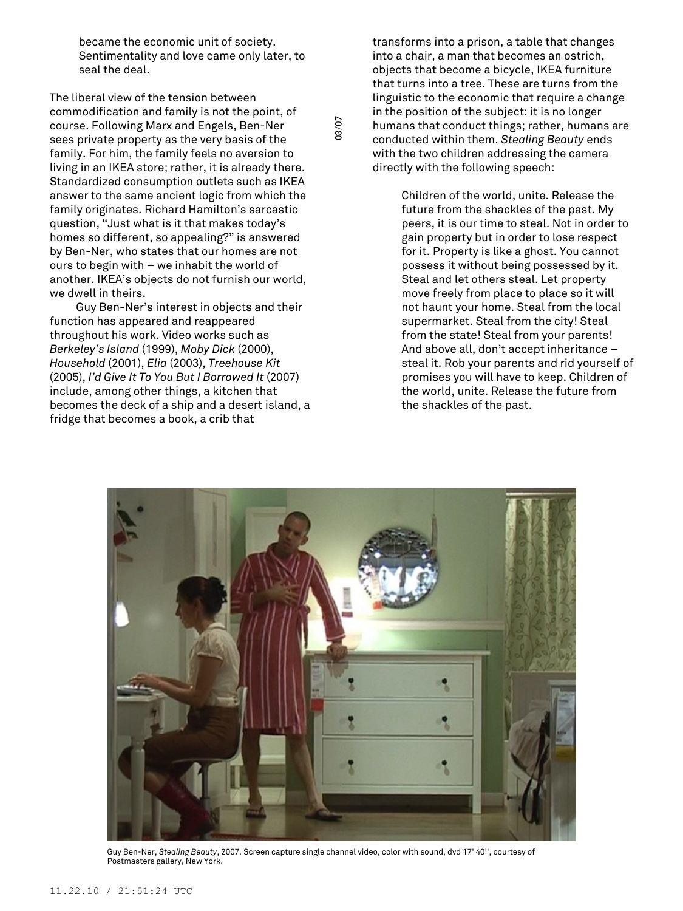> became the economic unit of society. Sentimentality and love came only later, to seal the deal.

The liberal view of the tension between commodification and family is not the point, of course. Following Marx and Engels, Ben-Ner sees private property as the very basis of the family. For him, the family feels no aversion to living in an IKEA store; rather, it is already there. Standardized consumption outlets such as IKEA answer to the same ancient logic from which the family originates. Richard Hamilton's sarcastic question, "Just what is it that makes today's homes so different, so appealing?" is answered by Ben-Ner, who states that our homes are not ours to begin with – we inhabit the world of another. IKEA's objects do not furnish our world, we dwell in theirs.

Guy Ben-Ner's interest in objects and their function has appeared and reappeared throughout his work. Video works such as *Berkeley's Island* (1999), *Moby Dick* (2000), *Household* (2001), *Elia* (2003), *Treehouse Kit* (2005), *I'd Give It To You But I Borrowed It* (2007) include, among other things, a kitchen that becomes the deck of a ship and a desert island, a fridge that becomes a book, a crib that transforms into a prison, a table that changes into a chair, a man that becomes an ostrich, objects that become a bicycle, IKEA furniture that turns into a tree. These are turns from the linguistic to the economic that require a change in the position of the subject: it is no longer humans that conduct things; rather, humans are conducted within them. *Stealing Beauty* ends with the two children addressing the camera directly with the following speech:

> Children of the world, unite. Release the future from the shackles of the past. My peers, it is our time to steal. Not in order to gain property but in order to lose respect for it. Property is like a ghost. You cannot possess it without being possessed by it. Steal and let others steal. Let property move freely from place to place so it will not haunt your home. Steal from the local supermarket. Steal from the city! Steal from the state! Steal from your parents! And above all, don't accept inheritance – steal it. Rob your parents and rid yourself of promises you will have to keep. Children of the world, unite. Release the future from the shackles of the past.

Guy Ben-Ner, *Stealing Beauty*, 2007. Screen capture single channel video, color with sound, dvd 17' 40'', courtesy of Postmasters gallery, New York.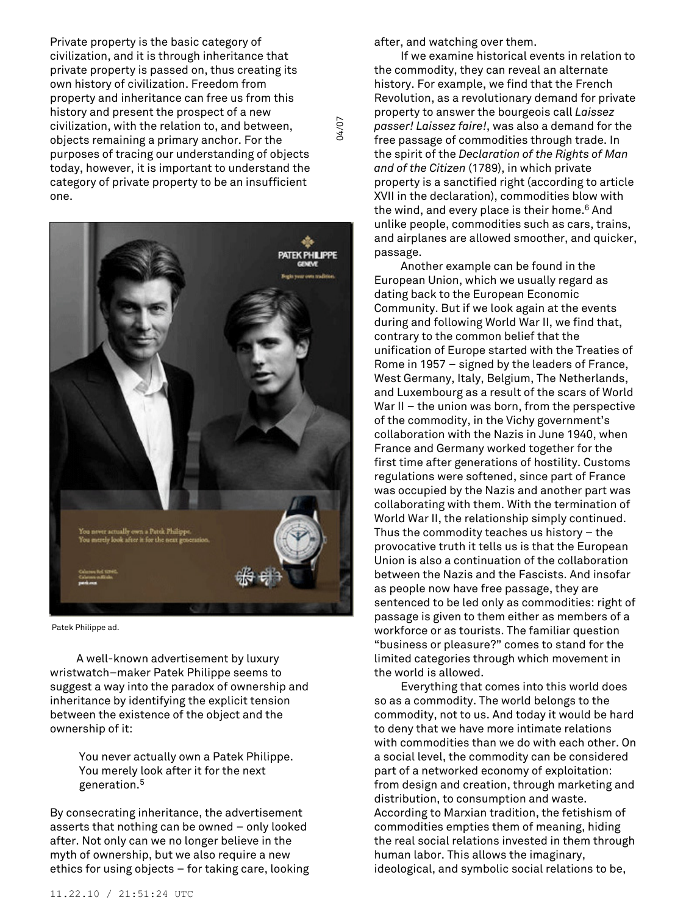Private property is the basic category of civilization, and it is through inheritance that private property is passed on, thus creating its own history of civilization. Freedom from property and inheritance can free us from this history and present the prospect of a new civilization, with the relation to, and between, objects remaining a primary anchor. For the purposes of tracing our understanding of objects today, however, it is important to understand the category of private property to be an insufficient one.

Patek Philippe ad.

A well-known advertisement by luxury wristwatch–maker Patek Philippe seems to suggest a way into the paradox of ownership and inheritance by identifying the explicit tension between the existence of the object and the ownership of it:

> You never actually own a Patek Philippe. You merely look after it for the next generation.[5]

By consecrating inheritance, the advertisement asserts that nothing can be owned – only looked after. Not only can we no longer believe in the myth of ownership, but we also require a new ethics for using objects – for taking care, looking after, and watching over them.

If we examine historical events in relation to the commodity, they can reveal an alternate history. For example, we find that the French Revolution, as a revolutionary demand for private property to answer the bourgeois call *Laissez passer! Laissez faire!*, was also a demand for the free passage of commodities through trade. In the spirit of the *Declaration of the Rights of Man and of the Citizen* (1789), in which private property is a sanctified right (according to article XVII in the declaration), commodities blow with the wind, and every place is their home.[6] And unlike people, commodities such as cars, trains, and airplanes are allowed smoother, and quicker, passage.

Another example can be found in the European Union, which we usually regard as dating back to the European Economic Community. But if we look again at the events during and following World War II, we find that, contrary to the common belief that the unification of Europe started with the Treaties of Rome in 1957 – signed by the leaders of France, West Germany, Italy, Belgium, The Netherlands, and Luxembourg as a result of the scars of World War II – the union was born, from the perspective of the commodity, in the Vichy government's collaboration with the Nazis in June 1940, when France and Germany worked together for the first time after generations of hostility. Customs regulations were softened, since part of France was occupied by the Nazis and another part was collaborating with them. With the termination of World War II, the relationship simply continued. Thus the commodity teaches us history – the provocative truth it tells us is that the European Union is also a continuation of the collaboration between the Nazis and the Fascists. And insofar as people now have free passage, they are sentenced to be led only as commodities: right of passage is given to them either as members of a workforce or as tourists. The familiar question "business or pleasure?" comes to stand for the limited categories through which movement in the world is allowed.

Everything that comes into this world does so as a commodity. The world belongs to the commodity, not to us. And today it would be hard to deny that we have more intimate relations with commodities than we do with each other. On a social level, the commodity can be considered part of a networked economy of exploitation: from design and creation, through marketing and distribution, to consumption and waste. According to Marxian tradition, the fetishism of commodities empties them of meaning, hiding the real social relations invested in them through human labor. This allows the imaginary, ideological, and symbolic social relations to be,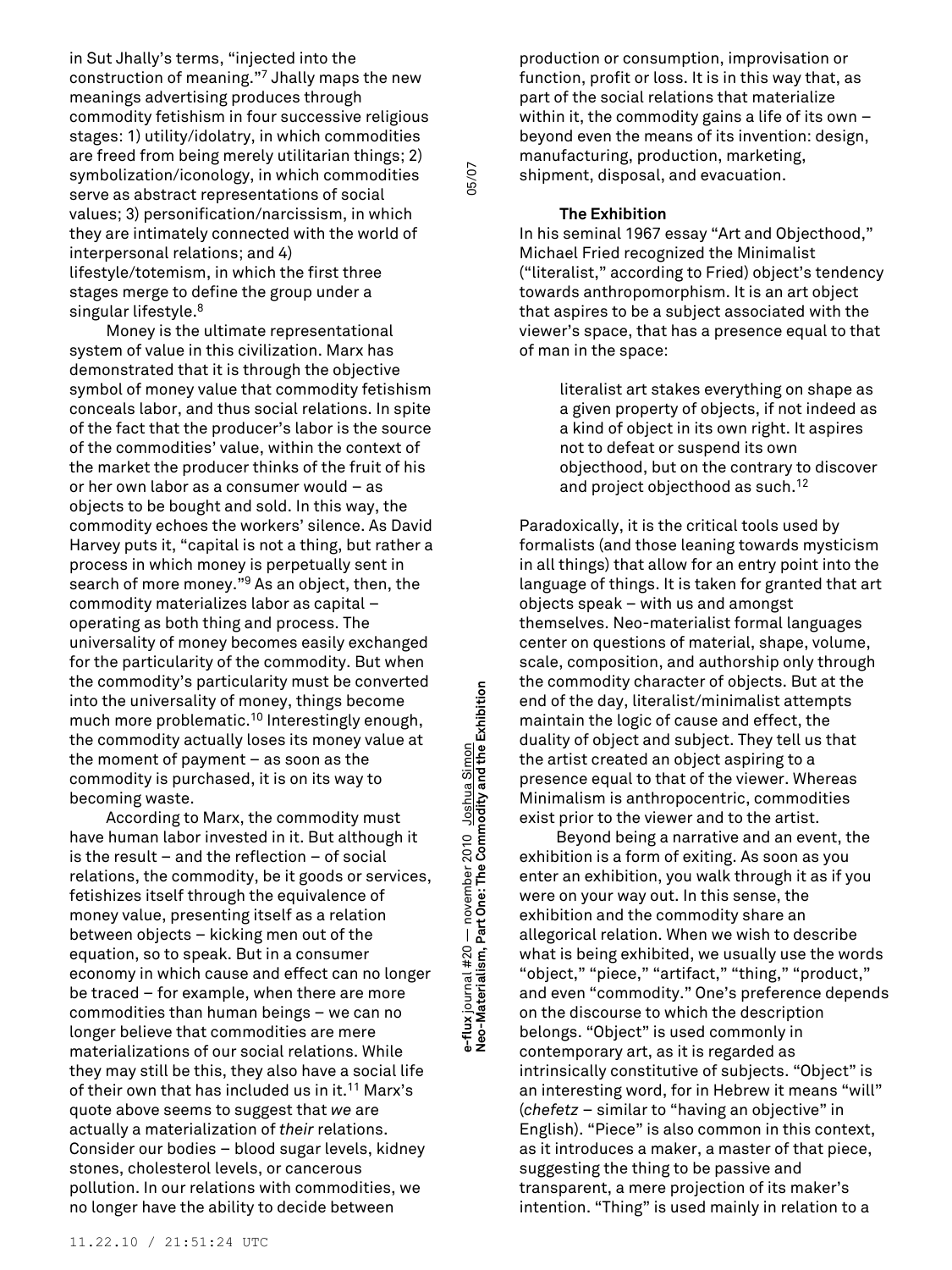in Sut Jhally's terms, "injected into the construction of meaning."[7] Jhally maps the new meanings advertising produces through commodity fetishism in four successive religious stages: 1) utility/idolatry, in which commodities are freed from being merely utilitarian things; 2) symbolization/iconology, in which commodities serve as abstract representations of social values; 3) personification/narcissism, in which they are intimately connected with the world of interpersonal relations; and 4) lifestyle/totemism, in which the first three stages merge to define the group under a singular lifestyle.[8]

Money is the ultimate representational system of value in this civilization. Marx has demonstrated that it is through the objective symbol of money value that commodity fetishism conceals labor, and thus social relations. In spite of the fact that the producer's labor is the source of the commodities' value, within the context of the market the producer thinks of the fruit of his or her own labor as a consumer would – as objects to be bought and sold. In this way, the commodity echoes the workers' silence. As David Harvey puts it, "capital is not a thing, but rather a process in which money is perpetually sent in search of more money."[9] As an object, then, the commodity materializes labor as capital – operating as both thing and process. The universality of money becomes easily exchanged for the particularity of the commodity. But when the commodity's particularity must be converted into the universality of money, things become much more problematic.[10] Interestingly enough, the commodity actually loses its money value at the moment of payment – as soon as the commodity is purchased, it is on its way to becoming waste.

According to Marx, the commodity must have human labor invested in it. But although it is the result – and the reflection – of social relations, the commodity, be it goods or services, fetishizes itself through the equivalence of money value, presenting itself as a relation between objects – kicking men out of the equation, so to speak. But in a consumer economy in which cause and effect can no longer be traced – for example, when there are more commodities than human beings – we can no longer believe that commodities are mere materializations of our social relations. While they may still be this, they also have a social life of their own that has included us in it.[11] Marx's quote above seems to suggest that *we* are actually a materialization of *their* relations. Consider our bodies – blood sugar levels, kidney stones, cholesterol levels, or cancerous pollution. In our relations with commodities, we no longer have the ability to decide between production or consumption, improvisation or function, profit or loss. It is in this way that, as part of the social relations that materialize within it, the commodity gains a life of its own – beyond even the means of its invention: design, manufacturing, production, marketing, shipment, disposal, and evacuation.

### The Exhibition

In his seminal 1967 essay "Art and Objecthood," Michael Fried recognized the Minimalist ("literalist," according to Fried) object's tendency towards anthropomorphism. It is an art object that aspires to be a subject associated with the viewer's space, that has a presence equal to that of man in the space:

> literalist art stakes everything on shape as a given property of objects, if not indeed as a kind of object in its own right. It aspires not to defeat or suspend its own objecthood, but on the contrary to discover and project objecthood as such.[12]

Paradoxically, it is the critical tools used by formalists (and those leaning towards mysticism in all things) that allow for an entry point into the language of things. It is taken for granted that art objects speak – with us and amongst themselves. Neo-materialist formal languages center on questions of material, shape, volume, scale, composition, and authorship only through the commodity character of objects. But at the end of the day, literalist/minimalist attempts maintain the logic of cause and effect, the duality of object and subject. They tell us that the artist created an object aspiring to a presence equal to that of the viewer. Whereas Minimalism is anthropocentric, commodities exist prior to the viewer and to the artist.

Beyond being a narrative and an event, the exhibition is a form of exiting. As soon as you enter an exhibition, you walk through it as if you were on your way out. In this sense, the exhibition and the commodity share an allegorical relation. When we wish to describe what is being exhibited, we usually use the words "object," "piece," "artifact," "thing," "product," and even "commodity." One's preference depends on the discourse to which the description belongs. "Object" is used commonly in contemporary art, as it is regarded as intrinsically constitutive of subjects. "Object" is an interesting word, for in Hebrew it means "will" (*chefetz* – similar to "having an objective" in English). "Piece" is also common in this context, as it introduces a maker, a master of that piece, suggesting the thing to be passive and transparent, a mere projection of its maker's intention. "Thing" is used mainly in relation to a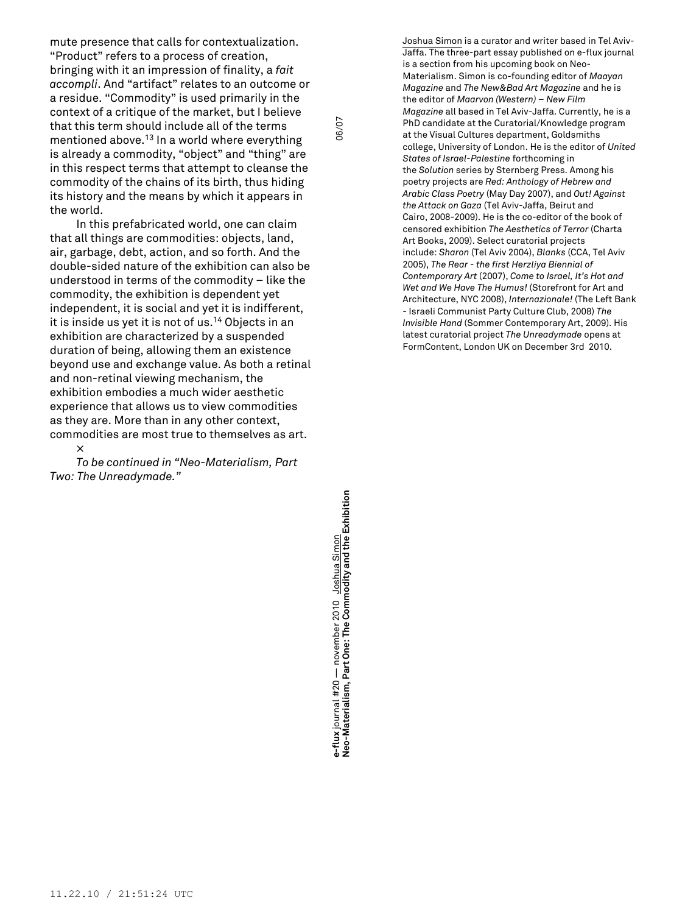mute presence that calls for contextualization. "Product" refers to a process of creation, bringing with it an impression of finality, a *fait accompli*. And "artifact" relates to an outcome or a residue. "Commodity" is used primarily in the context of a critique of the market, but I believe that this term should include all of the terms mentioned above.[13] In a world where everything is already a commodity, "object" and "thing" are in this respect terms that attempt to cleanse the commodity of the chains of its birth, thus hiding its history and the means by which it appears in the world.

In this prefabricated world, one can claim that all things are commodities: objects, land, air, garbage, debt, action, and so forth. And the double-sided nature of the exhibition can also be understood in terms of the commodity – like the commodity, the exhibition is dependent yet independent, it is social and yet it is indifferent, it is inside us yet it is not of us.[14] Objects in an exhibition are characterized by a suspended duration of being, allowing them an existence beyond use and exchange value. As both a retinal and non-retinal viewing mechanism, the exhibition embodies a much wider aesthetic experience that allows us to view commodities as they are. More than in any other context, commodities are most true to themselves as art.

×

*To be continued in "Neo-Materialism, Part Two: The Unreadymade."*

Joshua Simon is a curator and writer based in Tel Aviv-Jaffa. The three-part essay published on e-flux journal is a section from his upcoming book on Neo-Materialism. Simon is co-founding editor of *Maayan Magazine* and *The New&Bad Art Magazine* and he is the editor of *Maarvon (Western) – New Film Magazine* all based in Tel Aviv-Jaffa. Currently, he is a PhD candidate at the Curatorial/Knowledge program at the Visual Cultures department, Goldsmiths college, University of London. He is the editor of *United States of Israel-Palestine* forthcoming in the *Solution* series by Sternberg Press. Among his poetry projects are *Red: Anthology of Hebrew and Arabic Class Poetry* (May Day 2007), and *Out! Against the Attack on Gaza* (Tel Aviv-Jaffa, Beirut and Cairo, 2008-2009). He is the co-editor of the book of censored exhibition *The Aesthetics of Terror* (Charta Art Books, 2009). Select curatorial projects include: *Sharon* (Tel Aviv 2004), *Blanks* (CCA, Tel Aviv 2005), *The Rear - the first Herzliya Biennial of Contemporary Art* (2007), *Come to Israel, It's Hot and Wet and We Have The Humus!* (Storefront for Art and Architecture, NYC 2008), *Internazionale!* (The Left Bank - Israeli Communist Party Culture Club, 2008) *The Invisible Hand* (Sommer Contemporary Art, 2009). His latest curatorial project *The Unreadymade* opens at FormContent, London UK on December 3rd 2010.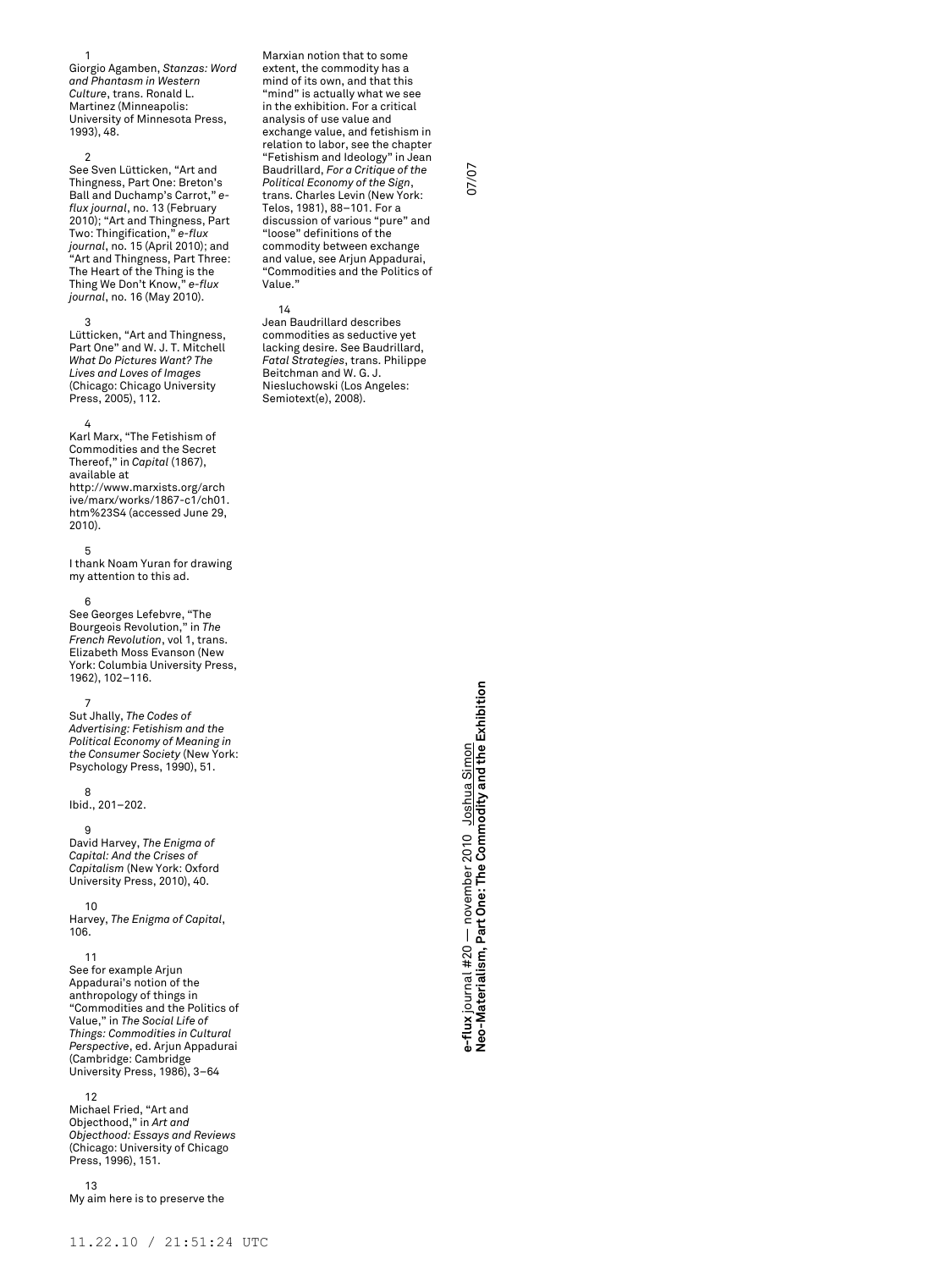1
Giorgio Agamben, *Stanzas: Word and Phantasm in Western Culture*, trans. Ronald L. Martinez (Minneapolis: University of Minnesota Press, 1993), 48.

2
See Sven Lütticken, “Art and Thingness, Part One: Breton's Ball and Duchamp's Carrot,” *e-flux journal*, no. 13 (February 2010); “Art and Thingness, Part Two: Thingification,” *e-flux journal*, no. 15 (April 2010); and “Art and Thingness, Part Three: The Heart of the Thing is the Thing We Don't Know,” *e-flux journal*, no. 16 (May 2010).

3
Lütticken, “Art and Thingness, Part One” and W. J. T. Mitchell *What Do Pictures Want? The Lives and Loves of Images* (Chicago: Chicago University Press, 2005), 112.

4
Karl Marx, “The Fetishism of Commodities and the Secret Thereof,” in *Capital* (1867), available at http://www.marxists.org/archive/marx/works/1867-c1/ch01.htm%23S4 (accessed June 29, 2010).

5
I thank Noam Yuran for drawing my attention to this ad.

6
See Georges Lefebvre, “The Bourgeois Revolution,” in *The French Revolution*, vol 1, trans. Elizabeth Moss Evanson (New York: Columbia University Press, 1962), 102–116.

7
Sut Jhally, *The Codes of Advertising: Fetishism and the Political Economy of Meaning in the Consumer Society* (New York: Psychology Press, 1990), 51.

8
Ibid., 201–202.

9
David Harvey, *The Enigma of Capital: And the Crises of Capitalism* (New York: Oxford University Press, 2010), 40.

10
Harvey, *The Enigma of Capital*, 106.

11
See for example Arjun Appadurai's notion of the anthropology of things in “Commodities and the Politics of Value,” in *The Social Life of Things: Commodities in Cultural Perspective*, ed. Arjun Appadurai (Cambridge: Cambridge University Press, 1986), 3–64

12
Michael Fried, “Art and Objecthood,” in *Art and Objecthood: Essays and Reviews* (Chicago: University of Chicago Press, 1996), 151.

13
My aim here is to preserve the Marxian notion that to some extent, the commodity has a mind of its own, and that this “mind” is actually what we see in the exhibition. For a critical analysis of use value and exchange value, and fetishism in relation to labor, see the chapter “Fetishism and Ideology” in Jean Baudrillard, *For a Critique of the Political Economy of the Sign*, trans. Charles Levin (New York: Telos, 1981), 88–101. For a discussion of various “pure” and “loose” definitions of the commodity between exchange and value, see Arjun Appadurai, “Commodities and the Politics of Value.”

14
Jean Baudrillard describes commodities as seductive yet lacking desire. See Baudrillard, *Fatal Strategies*, trans. Philippe Beitchman and W. G. J. Niesluchowski (Los Angeles: Semiotext(e), 2008).